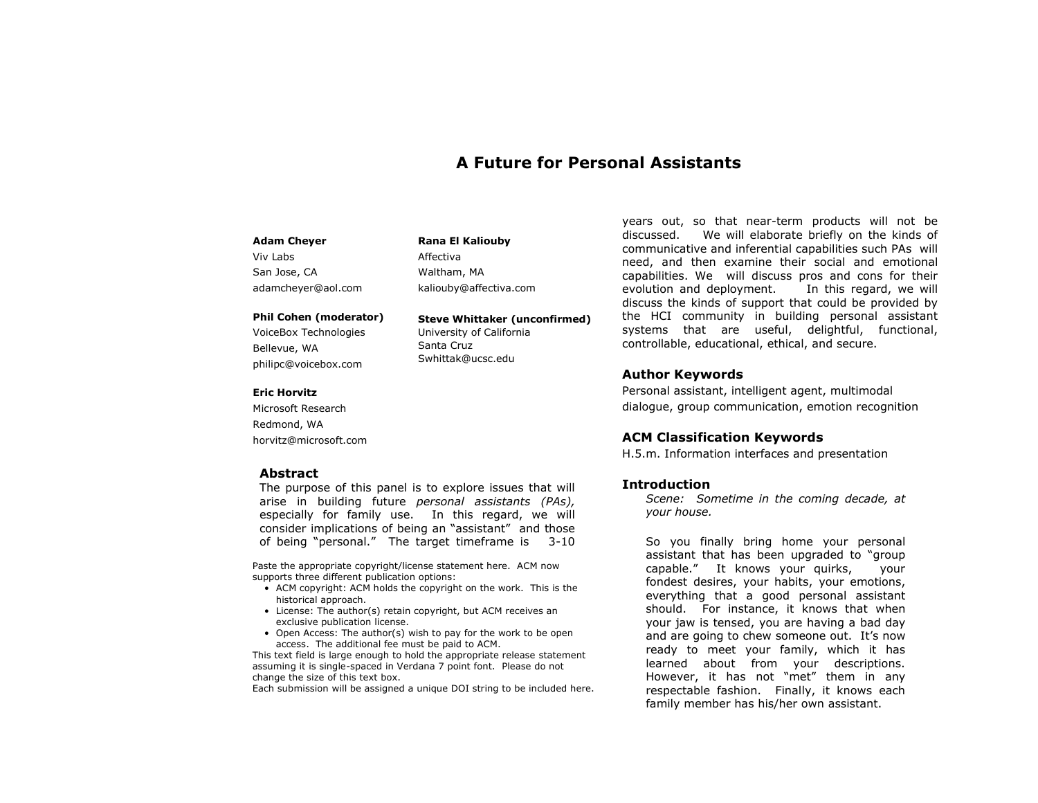# A Future for Personal Assistants

**Adam Cheyer**
Viv Labs
San Jose, CA
adamcheyer@aol.com

**Phil Cohen (moderator)**
VoiceBox Technologies
Bellevue, WA
philipc@voicebox.com

**Eric Horvitz**
Microsoft Research
Redmond, WA
horvitz@microsoft.com

**Rana El Kaliouby**
Affectiva
Waltham, MA
kaliouby@affectiva.com

**Steve Whittaker (unconfirmed)**
University of California
Santa Cruz
Swhittak@ucsc.edu

## Abstract

The purpose of this panel is to explore issues that will arise in building future *personal assistants (PAs),* especially for family use. In this regard, we will consider implications of being an "assistant" and those of being "personal." The target timeframe is 3-10 years out, so that near-term products will not be discussed. We will elaborate briefly on the kinds of communicative and inferential capabilities such PAs will need, and then examine their social and emotional capabilities. We will discuss pros and cons for their evolution and deployment. In this regard, we will discuss the kinds of support that could be provided by the HCI community in building personal assistant systems that are useful, delightful, functional, controllable, educational, ethical, and secure.

Paste the appropriate copyright/license statement here. ACM now supports three different publication options:

- ACM copyright: ACM holds the copyright on the work. This is the historical approach.
- License: The author(s) retain copyright, but ACM receives an exclusive publication license.
- Open Access: The author(s) wish to pay for the work to be open access. The additional fee must be paid to ACM.

This text field is large enough to hold the appropriate release statement assuming it is single-spaced in Verdana 7 point font. Please do not change the size of this text box.
Each submission will be assigned a unique DOI string to be included here.

## Author Keywords

Personal assistant, intelligent agent, multimodal dialogue, group communication, emotion recognition

## ACM Classification Keywords

H.5.m. Information interfaces and presentation

## Introduction

*Scene: Sometime in the coming decade, at your house.*

So you finally bring home your personal assistant that has been upgraded to "group capable." It knows your quirks, your fondest desires, your habits, your emotions, everything that a good personal assistant should. For instance, it knows that when your jaw is tensed, you are having a bad day and are going to chew someone out. It's now ready to meet your family, which it has learned about from your descriptions. However, it has not "met" them in any respectable fashion. Finally, it knows each family member has his/her own assistant.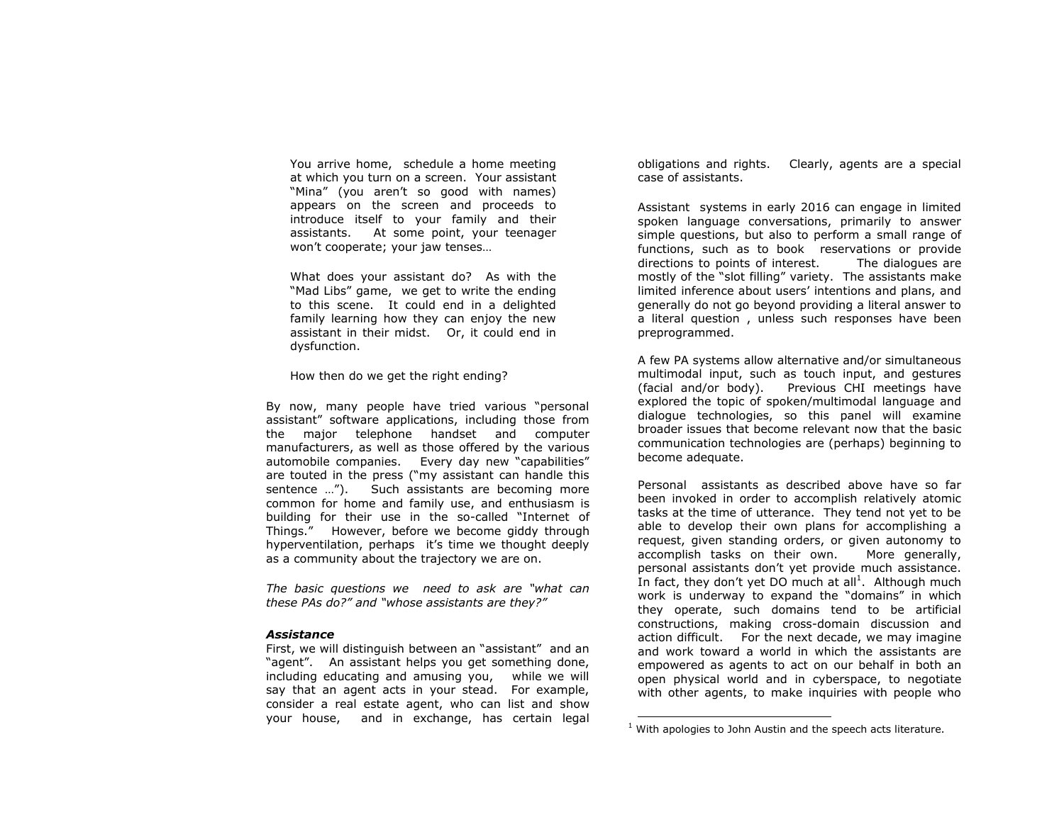You arrive home, schedule a home meeting at which you turn on a screen. Your assistant "Mina" (you aren't so good with names) appears on the screen and proceeds to introduce itself to your family and their assistants. At some point, your teenager won't cooperate; your jaw tenses…

What does your assistant do? As with the "Mad Libs" game, we get to write the ending to this scene. It could end in a delighted family learning how they can enjoy the new assistant in their midst. Or, it could end in dysfunction.

How then do we get the right ending?

By now, many people have tried various "personal assistant" software applications, including those from the major telephone handset and computer manufacturers, as well as those offered by the various automobile companies. Every day new "capabilities" are touted in the press ("my assistant can handle this sentence …"). Such assistants are becoming more common for home and family use, and enthusiasm is building for their use in the so-called "Internet of Things." However, before we become giddy through hyperventilation, perhaps it's time we thought deeply as a community about the trajectory we are on.

*The basic questions we need to ask are "what can these PAs do?" and "whose assistants are they?"*

***Assistance***

First, we will distinguish between an "assistant" and an "agent". An assistant helps you get something done, including educating and amusing you, while we will say that an agent acts in your stead. For example, consider a real estate agent, who can list and show your house, and in exchange, has certain legal obligations and rights. Clearly, agents are a special case of assistants.

Assistant systems in early 2016 can engage in limited spoken language conversations, primarily to answer simple questions, but also to perform a small range of functions, such as to book reservations or provide directions to points of interest. The dialogues are mostly of the "slot filling" variety. The assistants make limited inference about users' intentions and plans, and generally do not go beyond providing a literal answer to a literal question , unless such responses have been preprogrammed.

A few PA systems allow alternative and/or simultaneous multimodal input, such as touch input, and gestures (facial and/or body). Previous CHI meetings have explored the topic of spoken/multimodal language and dialogue technologies, so this panel will examine broader issues that become relevant now that the basic communication technologies are (perhaps) beginning to become adequate.

Personal assistants as described above have so far been invoked in order to accomplish relatively atomic tasks at the time of utterance. They tend not yet to be able to develop their own plans for accomplishing a request, given standing orders, or given autonomy to accomplish tasks on their own. More generally, personal assistants don't yet provide much assistance. In fact, they don't yet DO much at all[1]. Although much work is underway to expand the "domains" in which they operate, such domains tend to be artificial constructions, making cross-domain discussion and action difficult. For the next decade, we may imagine and work toward a world in which the assistants are empowered as agents to act on our behalf in both an open physical world and in cyberspace, to negotiate with other agents, to make inquiries with people who

[1] With apologies to John Austin and the speech acts literature.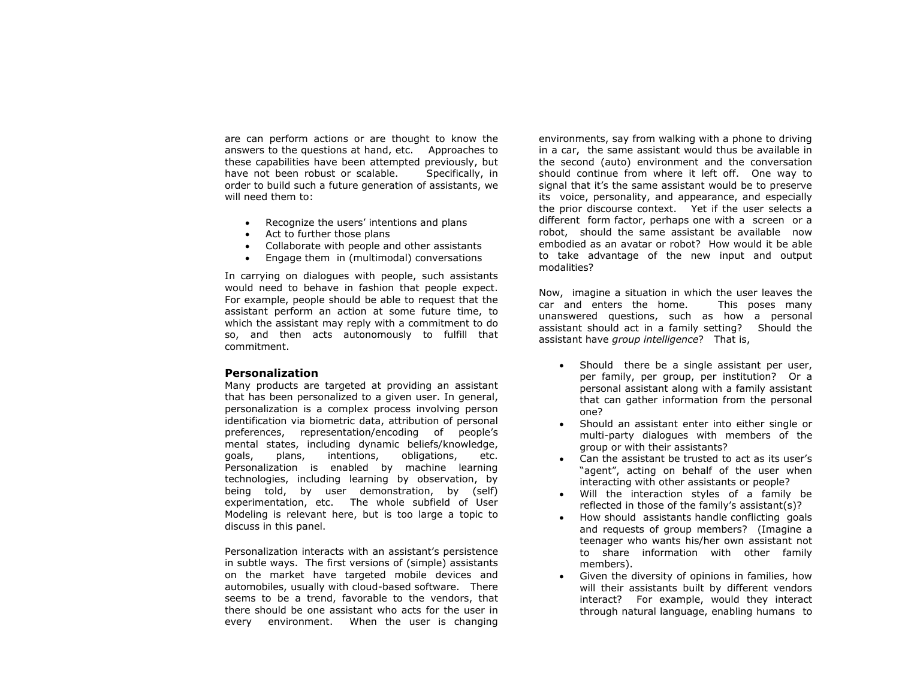are can perform actions or are thought to know the answers to the questions at hand, etc. Approaches to these capabilities have been attempted previously, but have not been robust or scalable. Specifically, in order to build such a future generation of assistants, we will need them to:

- Recognize the users' intentions and plans
- Act to further those plans
- Collaborate with people and other assistants
- Engage them in (multimodal) conversations

In carrying on dialogues with people, such assistants would need to behave in fashion that people expect. For example, people should be able to request that the assistant perform an action at some future time, to which the assistant may reply with a commitment to do so, and then acts autonomously to fulfill that commitment.

### Personalization

Many products are targeted at providing an assistant that has been personalized to a given user. In general, personalization is a complex process involving person identification via biometric data, attribution of personal preferences, representation/encoding of people's mental states, including dynamic beliefs/knowledge, goals, plans, intentions, obligations, etc. Personalization is enabled by machine learning technologies, including learning by observation, by being told, by user demonstration, by (self) experimentation, etc. The whole subfield of User Modeling is relevant here, but is too large a topic to discuss in this panel.

Personalization interacts with an assistant's persistence in subtle ways. The first versions of (simple) assistants on the market have targeted mobile devices and automobiles, usually with cloud-based software. There seems to be a trend, favorable to the vendors, that there should be one assistant who acts for the user in every environment. When the user is changing environments, say from walking with a phone to driving in a car, the same assistant would thus be available in the second (auto) environment and the conversation should continue from where it left off. One way to signal that it's the same assistant would be to preserve its voice, personality, and appearance, and especially the prior discourse context. Yet if the user selects a different form factor, perhaps one with a screen or a robot, should the same assistant be available now embodied as an avatar or robot? How would it be able to take advantage of the new input and output modalities?

Now, imagine a situation in which the user leaves the car and enters the home. This poses many unanswered questions, such as how a personal assistant should act in a family setting? Should the assistant have *group intelligence*? That is,

- Should there be a single assistant per user, per family, per group, per institution? Or a personal assistant along with a family assistant that can gather information from the personal one?
- Should an assistant enter into either single or multi-party dialogues with members of the group or with their assistants?
- Can the assistant be trusted to act as its user's "agent", acting on behalf of the user when interacting with other assistants or people?
- Will the interaction styles of a family be reflected in those of the family's assistant(s)?
- How should assistants handle conflicting goals and requests of group members? (Imagine a teenager who wants his/her own assistant not to share information with other family members).
- Given the diversity of opinions in families, how will their assistants built by different vendors interact? For example, would they interact through natural language, enabling humans to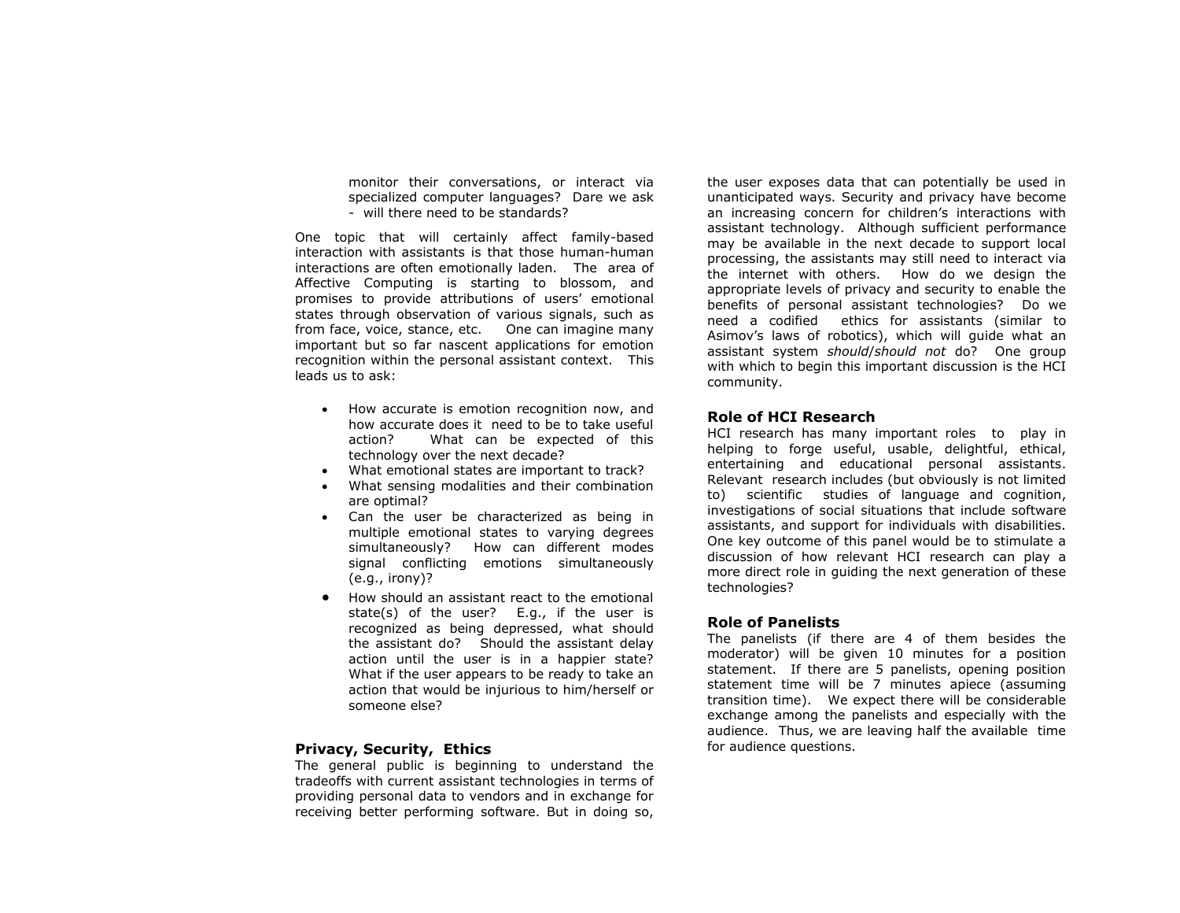monitor their conversations, or interact via specialized computer languages? Dare we ask - will there need to be standards?

One topic that will certainly affect family-based interaction with assistants is that those human-human interactions are often emotionally laden. The area of Affective Computing is starting to blossom, and promises to provide attributions of users' emotional states through observation of various signals, such as from face, voice, stance, etc. One can imagine many important but so far nascent applications for emotion recognition within the personal assistant context. This leads us to ask:

- How accurate is emotion recognition now, and how accurate does it need to be to take useful action? What can be expected of this technology over the next decade?
- What emotional states are important to track?
- What sensing modalities and their combination are optimal?
- Can the user be characterized as being in multiple emotional states to varying degrees simultaneously? How can different modes signal conflicting emotions simultaneously (e.g., irony)?
- How should an assistant react to the emotional state(s) of the user? E.g., if the user is recognized as being depressed, what should the assistant do? Should the assistant delay action until the user is in a happier state? What if the user appears to be ready to take an action that would be injurious to him/herself or someone else?

## Privacy, Security, Ethics

The general public is beginning to understand the tradeoffs with current assistant technologies in terms of providing personal data to vendors and in exchange for receiving better performing software. But in doing so, the user exposes data that can potentially be used in unanticipated ways. Security and privacy have become an increasing concern for children's interactions with assistant technology. Although sufficient performance may be available in the next decade to support local processing, the assistants may still need to interact via the internet with others. How do we design the appropriate levels of privacy and security to enable the benefits of personal assistant technologies? Do we need a codified ethics for assistants (similar to Asimov's laws of robotics), which will guide what an assistant system *should*/*should not* do? One group with which to begin this important discussion is the HCI community.

## Role of HCI Research

HCI research has many important roles to play in helping to forge useful, usable, delightful, ethical, entertaining and educational personal assistants. Relevant research includes (but obviously is not limited to) scientific studies of language and cognition, investigations of social situations that include software assistants, and support for individuals with disabilities. One key outcome of this panel would be to stimulate a discussion of how relevant HCI research can play a more direct role in guiding the next generation of these technologies?

## Role of Panelists

The panelists (if there are 4 of them besides the moderator) will be given 10 minutes for a position statement. If there are 5 panelists, opening position statement time will be 7 minutes apiece (assuming transition time). We expect there will be considerable exchange among the panelists and especially with the audience. Thus, we are leaving half the available time for audience questions.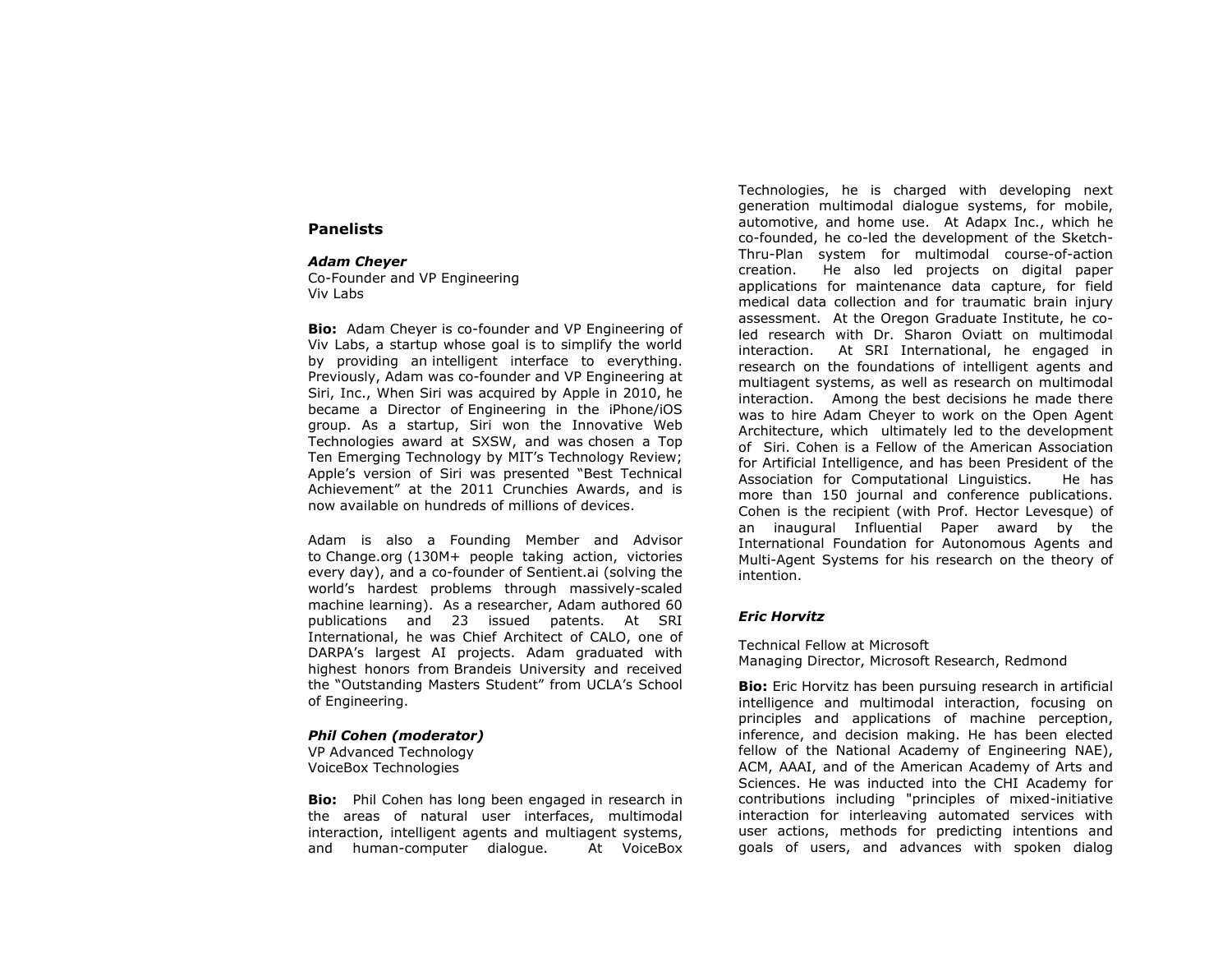### Panelists

***Adam Cheyer***
Co-Founder and VP Engineering
Viv Labs

**Bio:** Adam Cheyer is co-founder and VP Engineering of Viv Labs, a startup whose goal is to simplify the world by providing an intelligent interface to everything. Previously, Adam was co-founder and VP Engineering at Siri, Inc., When Siri was acquired by Apple in 2010, he became a Director of Engineering in the iPhone/iOS group. As a startup, Siri won the Innovative Web Technologies award at SXSW, and was chosen a Top Ten Emerging Technology by MIT's Technology Review; Apple's version of Siri was presented "Best Technical Achievement" at the 2011 Crunchies Awards, and is now available on hundreds of millions of devices.

Adam is also a Founding Member and Advisor to Change.org (130M+ people taking action, victories every day), and a co-founder of Sentient.ai (solving the world's hardest problems through massively-scaled machine learning). As a researcher, Adam authored 60 publications and 23 issued patents. At SRI International, he was Chief Architect of CALO, one of DARPA's largest AI projects. Adam graduated with highest honors from Brandeis University and received the "Outstanding Masters Student" from UCLA's School of Engineering.

***Phil Cohen (moderator)***
VP Advanced Technology
VoiceBox Technologies

**Bio:** Phil Cohen has long been engaged in research in the areas of natural user interfaces, multimodal interaction, intelligent agents and multiagent systems, and human-computer dialogue. At VoiceBox Technologies, he is charged with developing next generation multimodal dialogue systems, for mobile, automotive, and home use. At Adapx Inc., which he co-founded, he co-led the development of the Sketch-Thru-Plan system for multimodal course-of-action creation. He also led projects on digital paper applications for maintenance data capture, for field medical data collection and for traumatic brain injury assessment. At the Oregon Graduate Institute, he co-led research with Dr. Sharon Oviatt on multimodal interaction. At SRI International, he engaged in research on the foundations of intelligent agents and multiagent systems, as well as research on multimodal interaction. Among the best decisions he made there was to hire Adam Cheyer to work on the Open Agent Architecture, which ultimately led to the development of Siri. Cohen is a Fellow of the American Association for Artificial Intelligence, and has been President of the Association for Computational Linguistics. He has more than 150 journal and conference publications. Cohen is the recipient (with Prof. Hector Levesque) of an inaugural Influential Paper award by the International Foundation for Autonomous Agents and Multi-Agent Systems for his research on the theory of intention.

***Eric Horvitz***

Technical Fellow at Microsoft
Managing Director, Microsoft Research, Redmond

**Bio:** Eric Horvitz has been pursuing research in artificial intelligence and multimodal interaction, focusing on principles and applications of machine perception, inference, and decision making. He has been elected fellow of the National Academy of Engineering NAE), ACM, AAAI, and of the American Academy of Arts and Sciences. He was inducted into the CHI Academy for contributions including "principles of mixed-initiative interaction for interleaving automated services with user actions, methods for predicting intentions and goals of users, and advances with spoken dialog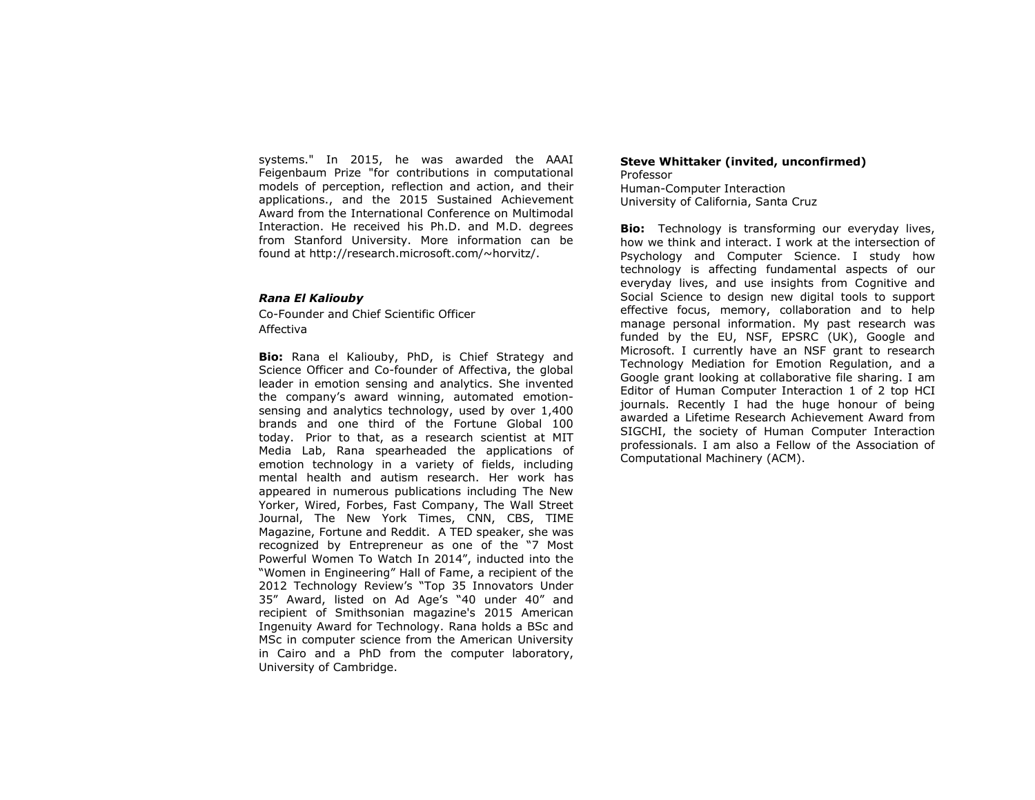systems." In 2015, he was awarded the AAAI Feigenbaum Prize "for contributions in computational models of perception, reflection and action, and their applications., and the 2015 Sustained Achievement Award from the International Conference on Multimodal Interaction. He received his Ph.D. and M.D. degrees from Stanford University. More information can be found at http://research.microsoft.com/~horvitz/.

***Rana El Kaliouby***

Co-Founder and Chief Scientific Officer
Affectiva

**Bio:** Rana el Kaliouby, PhD, is Chief Strategy and Science Officer and Co-founder of Affectiva, the global leader in emotion sensing and analytics. She invented the company's award winning, automated emotion-sensing and analytics technology, used by over 1,400 brands and one third of the Fortune Global 100 today. Prior to that, as a research scientist at MIT Media Lab, Rana spearheaded the applications of emotion technology in a variety of fields, including mental health and autism research. Her work has appeared in numerous publications including The New Yorker, Wired, Forbes, Fast Company, The Wall Street Journal, The New York Times, CNN, CBS, TIME Magazine, Fortune and Reddit. A TED speaker, she was recognized by Entrepreneur as one of the "7 Most Powerful Women To Watch In 2014", inducted into the "Women in Engineering" Hall of Fame, a recipient of the 2012 Technology Review's "Top 35 Innovators Under 35" Award, listed on Ad Age's "40 under 40" and recipient of Smithsonian magazine's 2015 American Ingenuity Award for Technology. Rana holds a BSc and MSc in computer science from the American University in Cairo and a PhD from the computer laboratory, University of Cambridge.

**Steve Whittaker (invited, unconfirmed)**

Professor
Human-Computer Interaction
University of California, Santa Cruz

**Bio:** Technology is transforming our everyday lives, how we think and interact. I work at the intersection of Psychology and Computer Science. I study how technology is affecting fundamental aspects of our everyday lives, and use insights from Cognitive and Social Science to design new digital tools to support effective focus, memory, collaboration and to help manage personal information. My past research was funded by the EU, NSF, EPSRC (UK), Google and Microsoft. I currently have an NSF grant to research Technology Mediation for Emotion Regulation, and a Google grant looking at collaborative file sharing. I am Editor of Human Computer Interaction 1 of 2 top HCI journals. Recently I had the huge honour of being awarded a Lifetime Research Achievement Award from SIGCHI, the society of Human Computer Interaction professionals. I am also a Fellow of the Association of Computational Machinery (ACM).